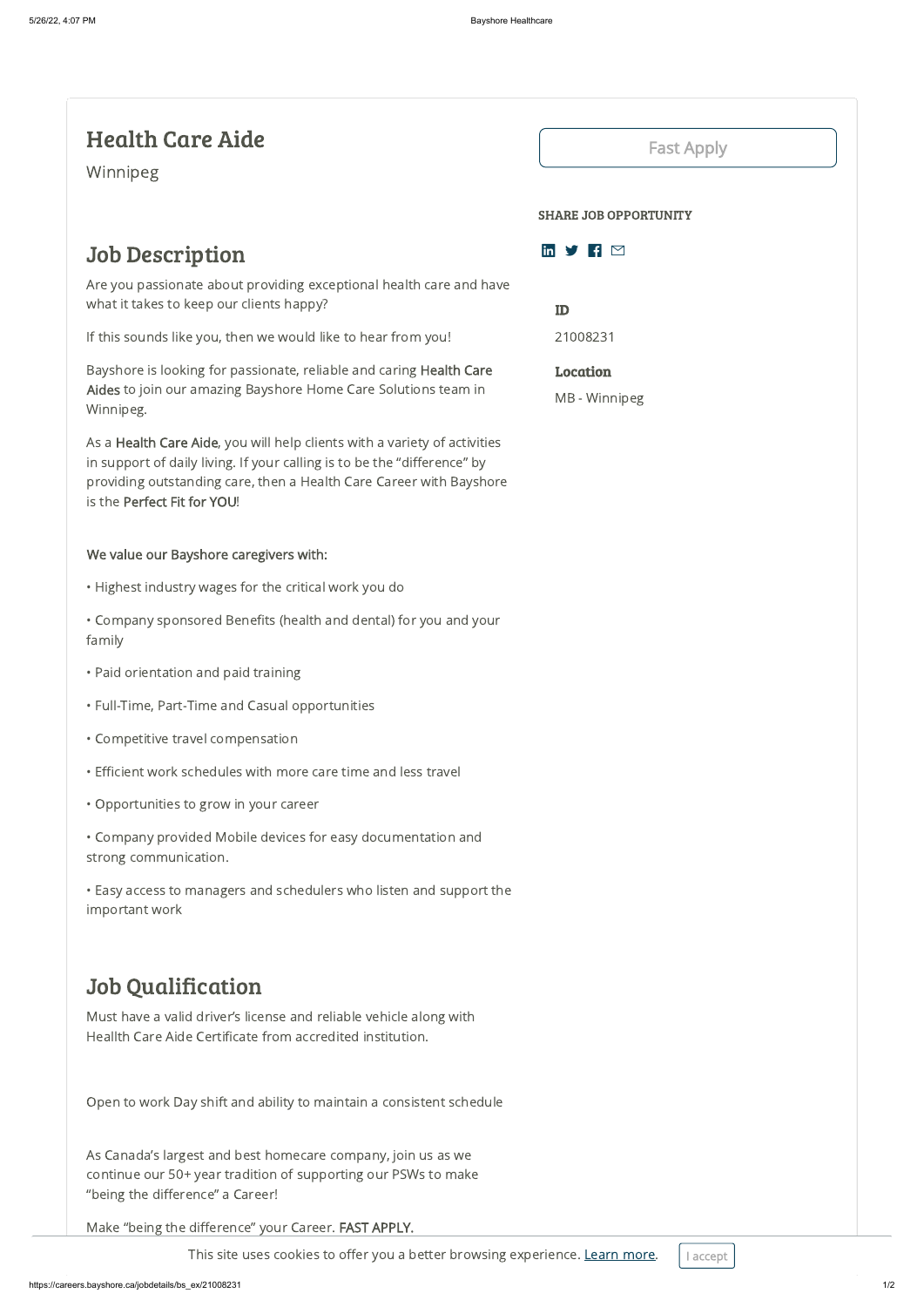# Health Care Aide

Winnipeg

Fast Apply

**SHARE JOB OPPORTUNITY**

**ID**

21008231

**Location**

MB - Winnipeg

## Job Description

Are you passionate about providing exceptional health care and have what it takes to keep our clients happy?

If this sounds like you, then we would like to hear from you!

Bayshore is looking for passionate, reliable and caring **Health Care Aides** to join our amazing Bayshore Home Care Solutions team in Winnipeg.

As a **Health Care Aide**, you will help clients with a variety of activities in support of daily living. If your calling is to be the "difference" by providing outstanding care, then a Health Care Career with Bayshore is the **Perfect Fit for YOU**!

**We value our Bayshore caregivers with:**

- Highest industry wages for the critical work you do
- Company sponsored Benefits (health and dental) for you and your family
- Paid orientation and paid training
- Full-Time, Part-Time and Casual opportunities
- Competitive travel compensation
- Efficient work schedules with more care time and less travel
- Opportunities to grow in your career
- Company provided Mobile devices for easy documentation and strong communication.
- Easy access to managers and schedulers who listen and support the important work

## Job Qualification

Must have a valid driver's license and reliable vehicle along with Heallth Care Aide Certificate from accredited institution.

Open to work Day shift and ability to maintain a consistent schedule

As Canada's largest and best homecare company, join us as we continue our 50+ year tradition of supporting our PSWs to make "being the difference" a Career!

Make "being the difference" your Career. **FAST APPLY.**

This site uses cookies to offer you a better browsing experience. Learn more. I accept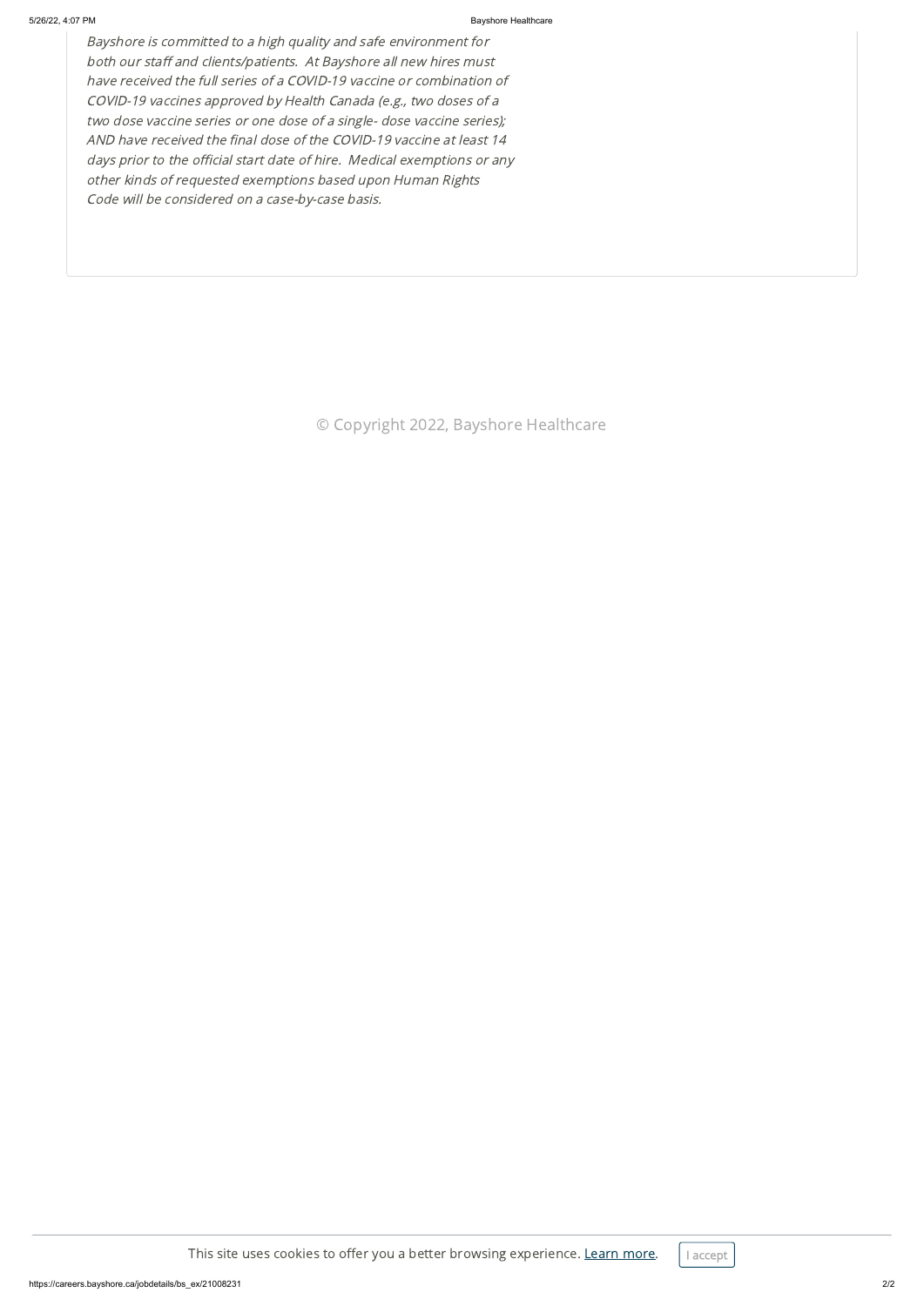*Bayshore is committed to a high quality and safe environment for both our staff and clients/patients.  At Bayshore all new hires must have received the full series of a COVID-19 vaccine or combination of COVID-19 vaccines approved by Health Canada (e.g., two doses of a two dose vaccine series or one dose of a single- dose vaccine series); AND have received the final dose of the COVID-19 vaccine at least 14 days prior to the official start date of hire.  Medical exemptions or any other kinds of requested exemptions based upon Human Rights Code will be considered on a case-by-case basis.*

© Copyright 2022, Bayshore Healthcare

This site uses cookies to offer you a better browsing experience. Learn more.

I accept